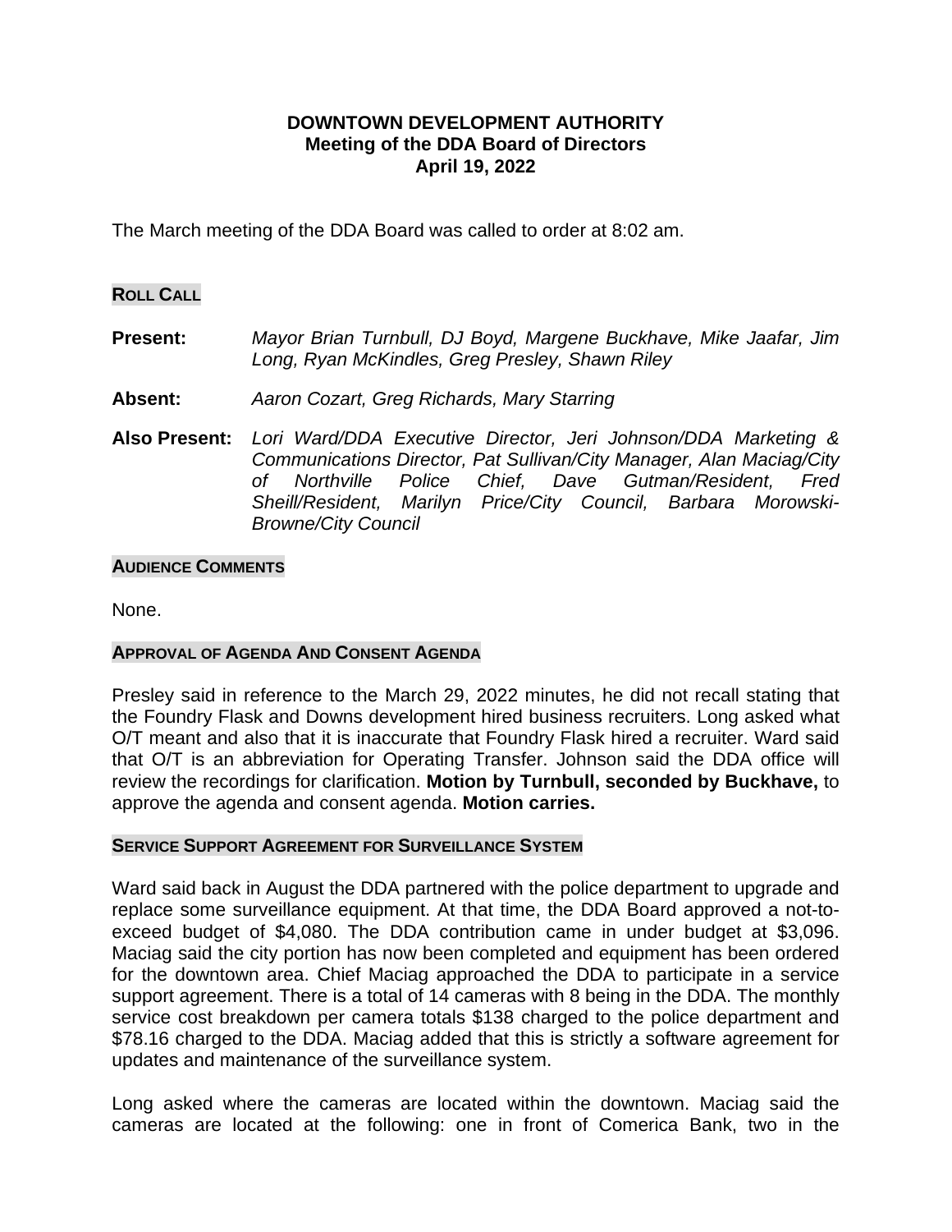**DOWNTOWN DEVELOPMENT AUTHORITY**
**Meeting of the DDA Board of Directors**
**April 19, 2022**

The March meeting of the DDA Board was called to order at 8:02 am.

## ROLL CALL

**Present:** *Mayor Brian Turnbull, DJ Boyd, Margene Buckhave, Mike Jaafar, Jim Long, Ryan McKindles, Greg Presley, Shawn Riley*

**Absent:** *Aaron Cozart, Greg Richards, Mary Starring*

**Also Present:** *Lori Ward/DDA Executive Director, Jeri Johnson/DDA Marketing & Communications Director, Pat Sullivan/City Manager, Alan Maciag/City of Northville Police Chief, Dave Gutman/Resident, Fred Sheill/Resident, Marilyn Price/City Council, Barbara Morowski-Browne/City Council*

## AUDIENCE COMMENTS

None.

## APPROVAL OF AGENDA AND CONSENT AGENDA

Presley said in reference to the March 29, 2022 minutes, he did not recall stating that the Foundry Flask and Downs development hired business recruiters. Long asked what O/T meant and also that it is inaccurate that Foundry Flask hired a recruiter. Ward said that O/T is an abbreviation for Operating Transfer. Johnson said the DDA office will review the recordings for clarification. **Motion by Turnbull, seconded by Buckhave,** to approve the agenda and consent agenda. **Motion carries.**

## SERVICE SUPPORT AGREEMENT FOR SURVEILLANCE SYSTEM

Ward said back in August the DDA partnered with the police department to upgrade and replace some surveillance equipment. At that time, the DDA Board approved a not-to-exceed budget of $4,080. The DDA contribution came in under budget at $3,096. Maciag said the city portion has now been completed and equipment has been ordered for the downtown area. Chief Maciag approached the DDA to participate in a service support agreement. There is a total of 14 cameras with 8 being in the DDA. The monthly service cost breakdown per camera totals $138 charged to the police department and $78.16 charged to the DDA. Maciag added that this is strictly a software agreement for updates and maintenance of the surveillance system.

Long asked where the cameras are located within the downtown. Maciag said the cameras are located at the following: one in front of Comerica Bank, two in the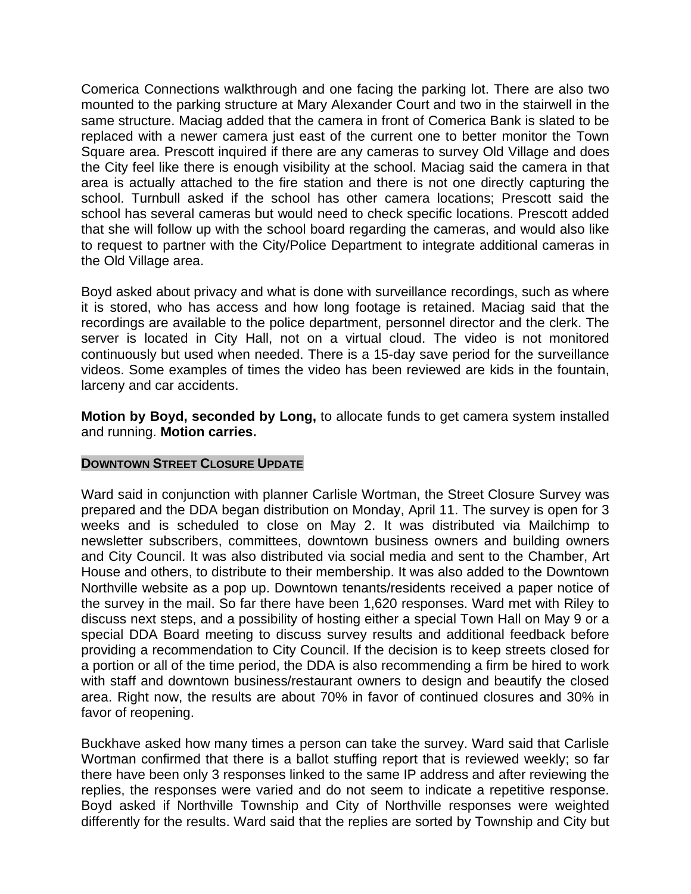Comerica Connections walkthrough and one facing the parking lot. There are also two mounted to the parking structure at Mary Alexander Court and two in the stairwell in the same structure. Maciag added that the camera in front of Comerica Bank is slated to be replaced with a newer camera just east of the current one to better monitor the Town Square area. Prescott inquired if there are any cameras to survey Old Village and does the City feel like there is enough visibility at the school. Maciag said the camera in that area is actually attached to the fire station and there is not one directly capturing the school. Turnbull asked if the school has other camera locations; Prescott said the school has several cameras but would need to check specific locations. Prescott added that she will follow up with the school board regarding the cameras, and would also like to request to partner with the City/Police Department to integrate additional cameras in the Old Village area.

Boyd asked about privacy and what is done with surveillance recordings, such as where it is stored, who has access and how long footage is retained. Maciag said that the recordings are available to the police department, personnel director and the clerk. The server is located in City Hall, not on a virtual cloud. The video is not monitored continuously but used when needed. There is a 15-day save period for the surveillance videos. Some examples of times the video has been reviewed are kids in the fountain, larceny and car accidents.

**Motion by Boyd, seconded by Long,** to allocate funds to get camera system installed and running. **Motion carries.**

### DOWNTOWN STREET CLOSURE UPDATE

Ward said in conjunction with planner Carlisle Wortman, the Street Closure Survey was prepared and the DDA began distribution on Monday, April 11. The survey is open for 3 weeks and is scheduled to close on May 2. It was distributed via Mailchimp to newsletter subscribers, committees, downtown business owners and building owners and City Council. It was also distributed via social media and sent to the Chamber, Art House and others, to distribute to their membership. It was also added to the Downtown Northville website as a pop up. Downtown tenants/residents received a paper notice of the survey in the mail. So far there have been 1,620 responses. Ward met with Riley to discuss next steps, and a possibility of hosting either a special Town Hall on May 9 or a special DDA Board meeting to discuss survey results and additional feedback before providing a recommendation to City Council. If the decision is to keep streets closed for a portion or all of the time period, the DDA is also recommending a firm be hired to work with staff and downtown business/restaurant owners to design and beautify the closed area. Right now, the results are about 70% in favor of continued closures and 30% in favor of reopening.

Buckhave asked how many times a person can take the survey. Ward said that Carlisle Wortman confirmed that there is a ballot stuffing report that is reviewed weekly; so far there have been only 3 responses linked to the same IP address and after reviewing the replies, the responses were varied and do not seem to indicate a repetitive response. Boyd asked if Northville Township and City of Northville responses were weighted differently for the results. Ward said that the replies are sorted by Township and City but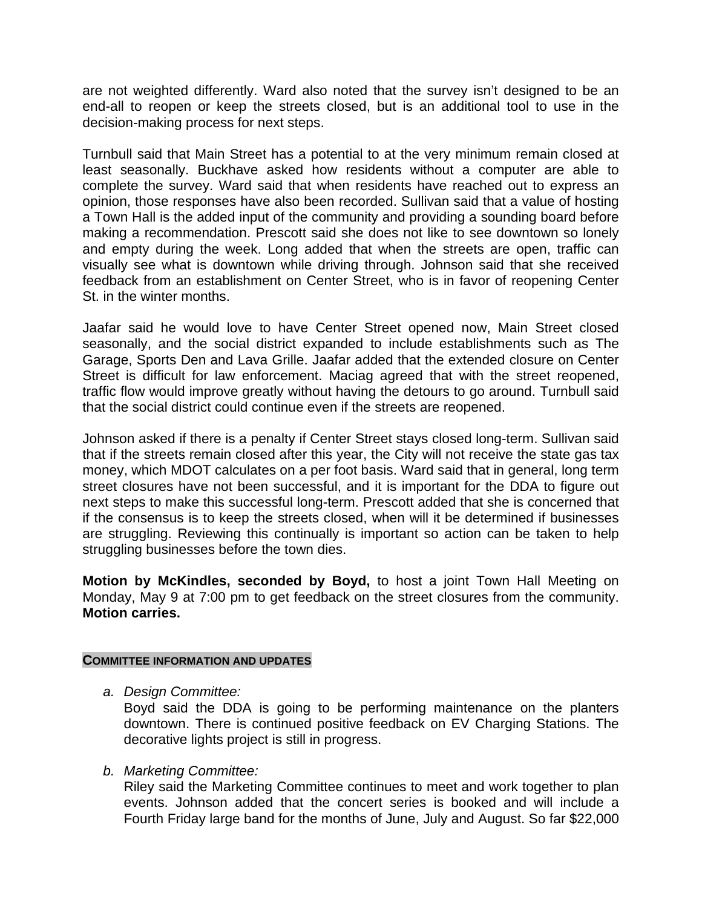are not weighted differently. Ward also noted that the survey isn't designed to be an end-all to reopen or keep the streets closed, but is an additional tool to use in the decision-making process for next steps.

Turnbull said that Main Street has a potential to at the very minimum remain closed at least seasonally. Buckhave asked how residents without a computer are able to complete the survey. Ward said that when residents have reached out to express an opinion, those responses have also been recorded. Sullivan said that a value of hosting a Town Hall is the added input of the community and providing a sounding board before making a recommendation. Prescott said she does not like to see downtown so lonely and empty during the week. Long added that when the streets are open, traffic can visually see what is downtown while driving through. Johnson said that she received feedback from an establishment on Center Street, who is in favor of reopening Center St. in the winter months.

Jaafar said he would love to have Center Street opened now, Main Street closed seasonally, and the social district expanded to include establishments such as The Garage, Sports Den and Lava Grille. Jaafar added that the extended closure on Center Street is difficult for law enforcement. Maciag agreed that with the street reopened, traffic flow would improve greatly without having the detours to go around. Turnbull said that the social district could continue even if the streets are reopened.

Johnson asked if there is a penalty if Center Street stays closed long-term. Sullivan said that if the streets remain closed after this year, the City will not receive the state gas tax money, which MDOT calculates on a per foot basis. Ward said that in general, long term street closures have not been successful, and it is important for the DDA to figure out next steps to make this successful long-term. Prescott added that she is concerned that if the consensus is to keep the streets closed, when will it be determined if businesses are struggling. Reviewing this continually is important so action can be taken to help struggling businesses before the town dies.

**Motion by McKindles, seconded by Boyd,** to host a joint Town Hall Meeting on Monday, May 9 at 7:00 pm to get feedback on the street closures from the community. **Motion carries.**

## COMMITTEE INFORMATION AND UPDATES

a. *Design Committee:*
   Boyd said the DDA is going to be performing maintenance on the planters downtown. There is continued positive feedback on EV Charging Stations. The decorative lights project is still in progress.

b. *Marketing Committee:*
   Riley said the Marketing Committee continues to meet and work together to plan events. Johnson added that the concert series is booked and will include a Fourth Friday large band for the months of June, July and August. So far $22,000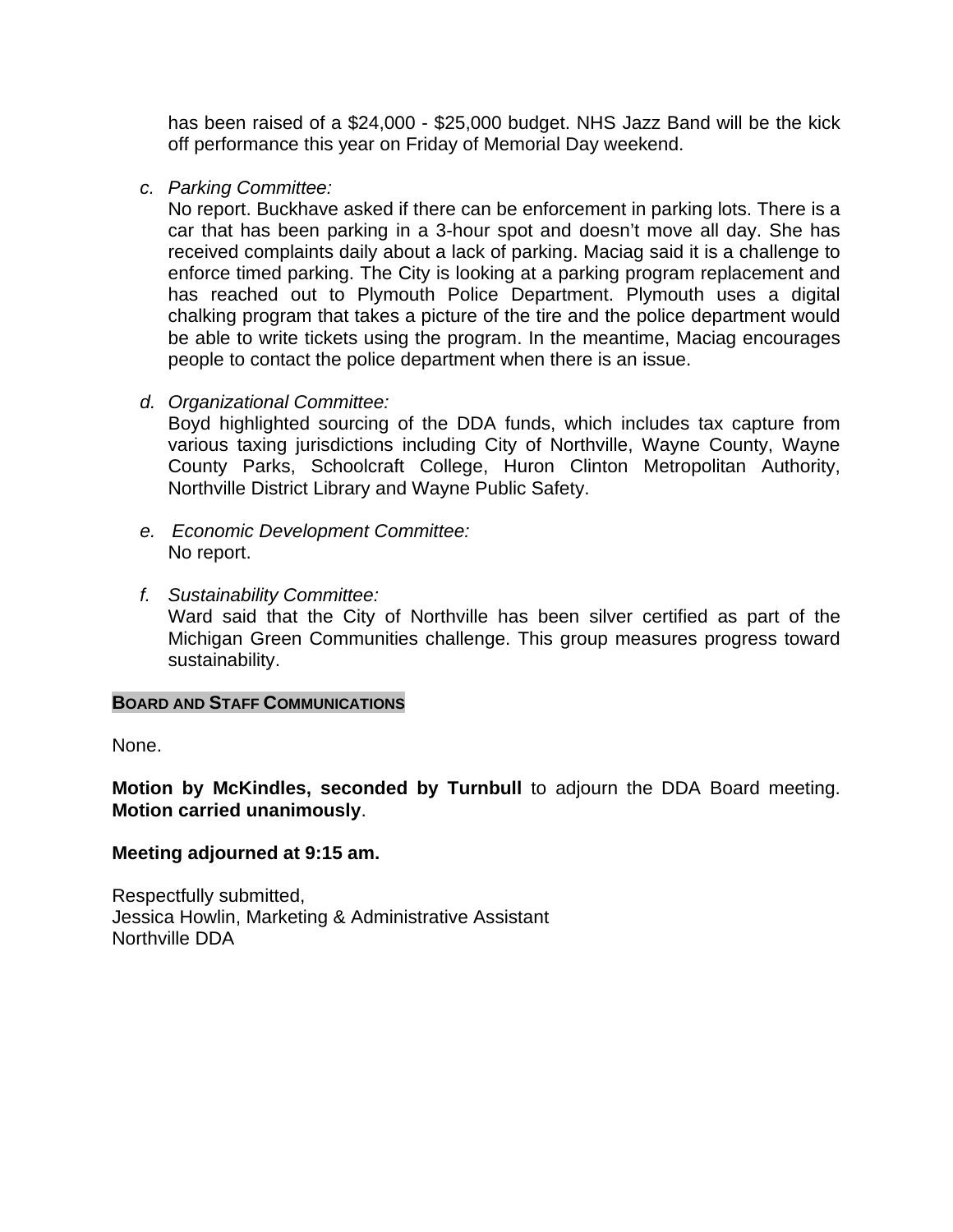has been raised of a $24,000 - $25,000 budget. NHS Jazz Band will be the kick off performance this year on Friday of Memorial Day weekend.

c. *Parking Committee:*
   No report. Buckhave asked if there can be enforcement in parking lots. There is a car that has been parking in a 3-hour spot and doesn't move all day. She has received complaints daily about a lack of parking. Maciag said it is a challenge to enforce timed parking. The City is looking at a parking program replacement and has reached out to Plymouth Police Department. Plymouth uses a digital chalking program that takes a picture of the tire and the police department would be able to write tickets using the program. In the meantime, Maciag encourages people to contact the police department when there is an issue.

d. *Organizational Committee:*
   Boyd highlighted sourcing of the DDA funds, which includes tax capture from various taxing jurisdictions including City of Northville, Wayne County, Wayne County Parks, Schoolcraft College, Huron Clinton Metropolitan Authority, Northville District Library and Wayne Public Safety.

e. *Economic Development Committee:*
   No report.

f. *Sustainability Committee:*
   Ward said that the City of Northville has been silver certified as part of the Michigan Green Communities challenge. This group measures progress toward sustainability.

**BOARD AND STAFF COMMUNICATIONS**

None.

**Motion by McKindles, seconded by Turnbull** to adjourn the DDA Board meeting. **Motion carried unanimously**.

**Meeting adjourned at 9:15 am.**

Respectfully submitted,
Jessica Howlin, Marketing & Administrative Assistant
Northville DDA